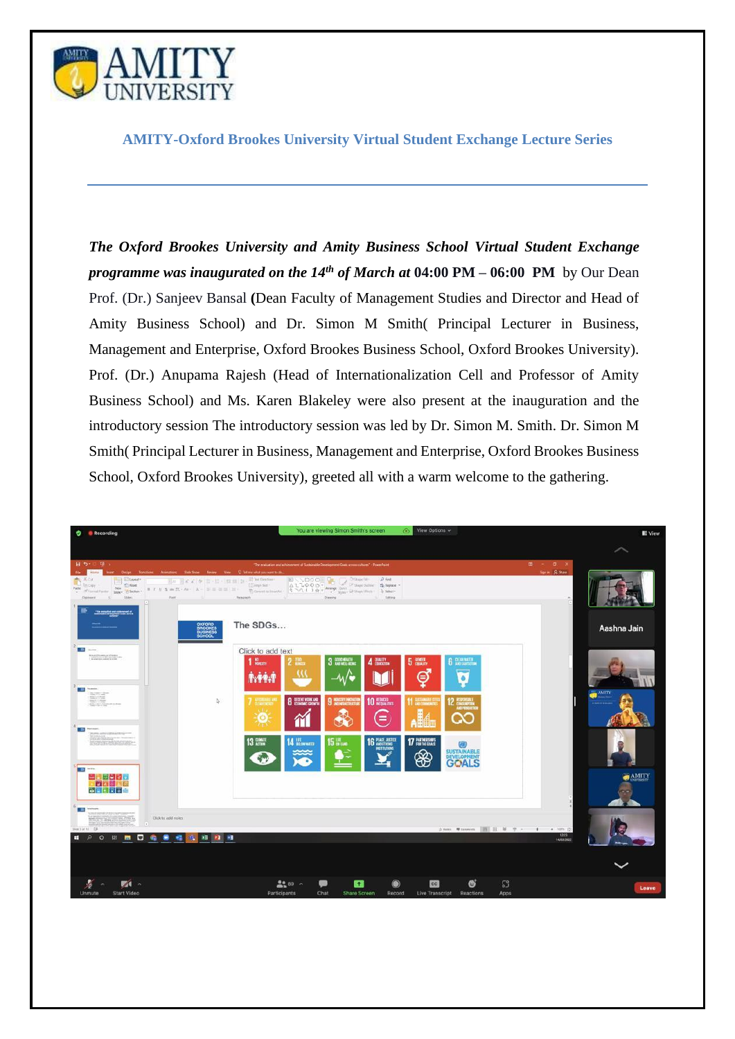# AMITY UNIVERSITY

## AMITY-Oxford Brookes University Virtual Student Exchange Lecture Series

***The Oxford Brookes University and Amity Business School Virtual Student Exchange programme was inaugurated on the 14th of March at* 04:00 PM – 06:00 PM** by Our Dean Prof. (Dr.) Sanjeev Bansal **(**Dean Faculty of Management Studies and Director and Head of Amity Business School) and Dr. Simon M Smith( Principal Lecturer in Business, Management and Enterprise, Oxford Brookes Business School, Oxford Brookes University). Prof. (Dr.) Anupama Rajesh (Head of Internationalization Cell and Professor of Amity Business School) and Ms. Karen Blakeley were also present at the inauguration and the introductory session The introductory session was led by Dr. Simon M. Smith. Dr. Simon M Smith( Principal Lecturer in Business, Management and Enterprise, Oxford Brookes Business School, Oxford Brookes University), greeted all with a warm welcome to the gathering.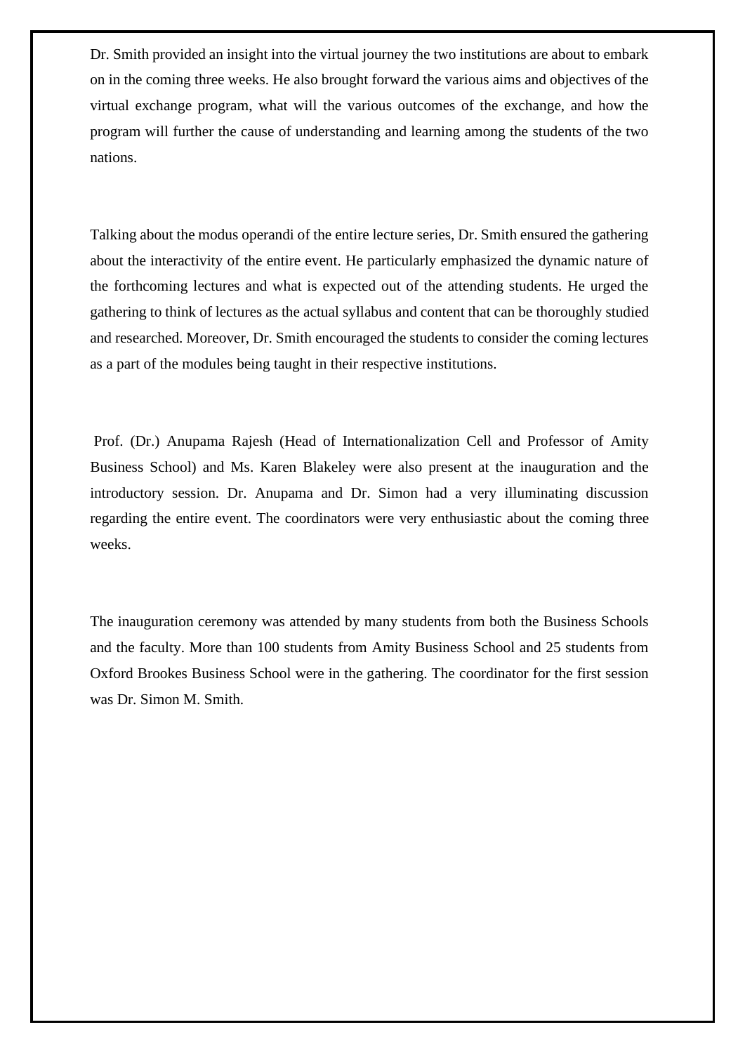Dr. Smith provided an insight into the virtual journey the two institutions are about to embark on in the coming three weeks. He also brought forward the various aims and objectives of the virtual exchange program, what will the various outcomes of the exchange, and how the program will further the cause of understanding and learning among the students of the two nations.

Talking about the modus operandi of the entire lecture series, Dr. Smith ensured the gathering about the interactivity of the entire event. He particularly emphasized the dynamic nature of the forthcoming lectures and what is expected out of the attending students. He urged the gathering to think of lectures as the actual syllabus and content that can be thoroughly studied and researched. Moreover, Dr. Smith encouraged the students to consider the coming lectures as a part of the modules being taught in their respective institutions.

Prof. (Dr.) Anupama Rajesh (Head of Internationalization Cell and Professor of Amity Business School) and Ms. Karen Blakeley were also present at the inauguration and the introductory session. Dr. Anupama and Dr. Simon had a very illuminating discussion regarding the entire event. The coordinators were very enthusiastic about the coming three weeks.

The inauguration ceremony was attended by many students from both the Business Schools and the faculty. More than 100 students from Amity Business School and 25 students from Oxford Brookes Business School were in the gathering. The coordinator for the first session was Dr. Simon M. Smith.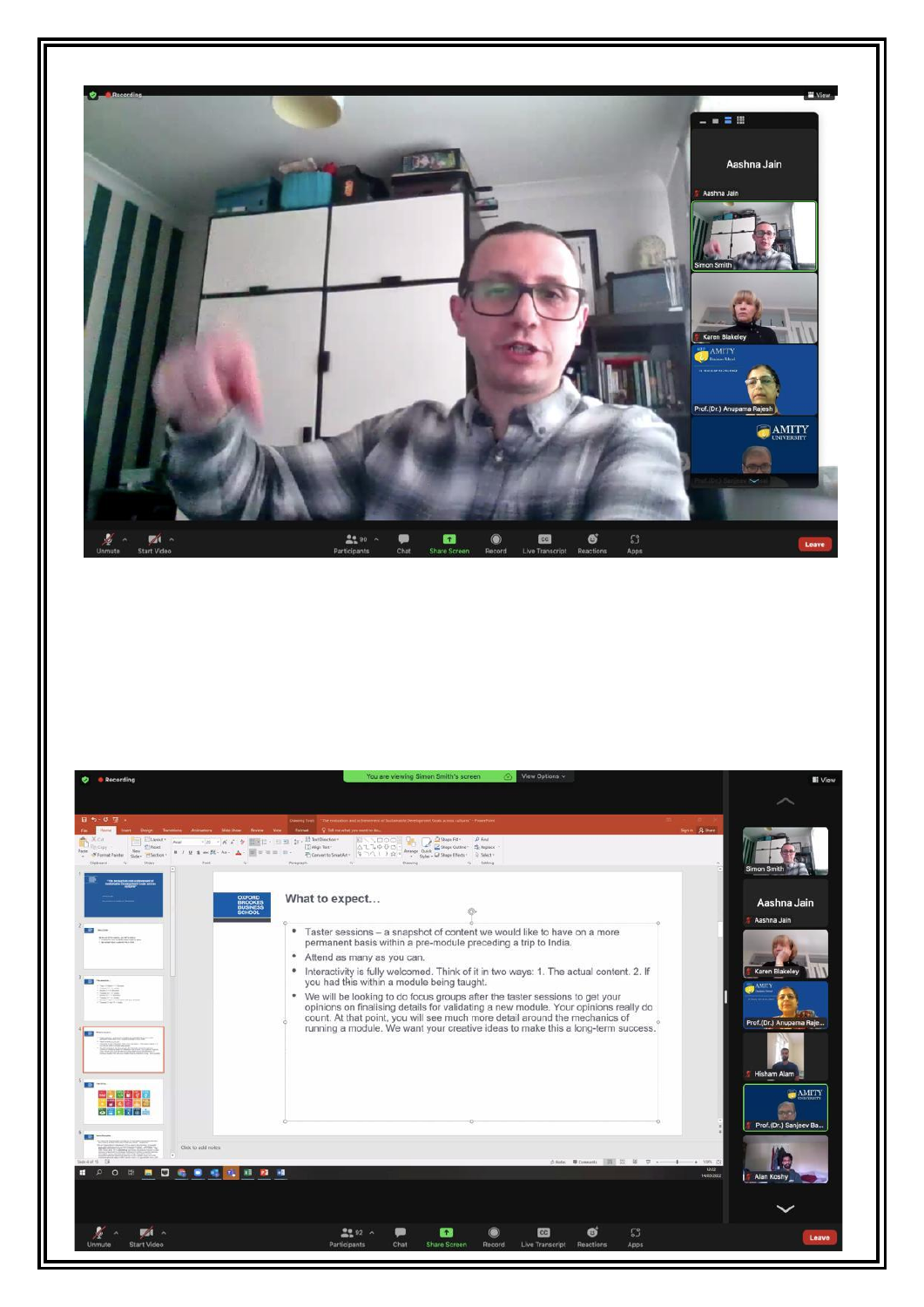What to expect…

- Taster sessions – a snapshot of content we would like to have on a more permanent basis within a pre-module preceding a trip to India.
- Attend as many as you can.
- Interactivity is fully welcomed. Think of it in two ways: 1. The actual content. 2. If you had this within a module being taught.
- We will be looking to do focus groups after the taster sessions to get your opinions on finalising details for validating a new module. Your opinions really do count. At that point, you will see much more detail around the mechanics of running a module. We want your creative ideas to make this a long-term success.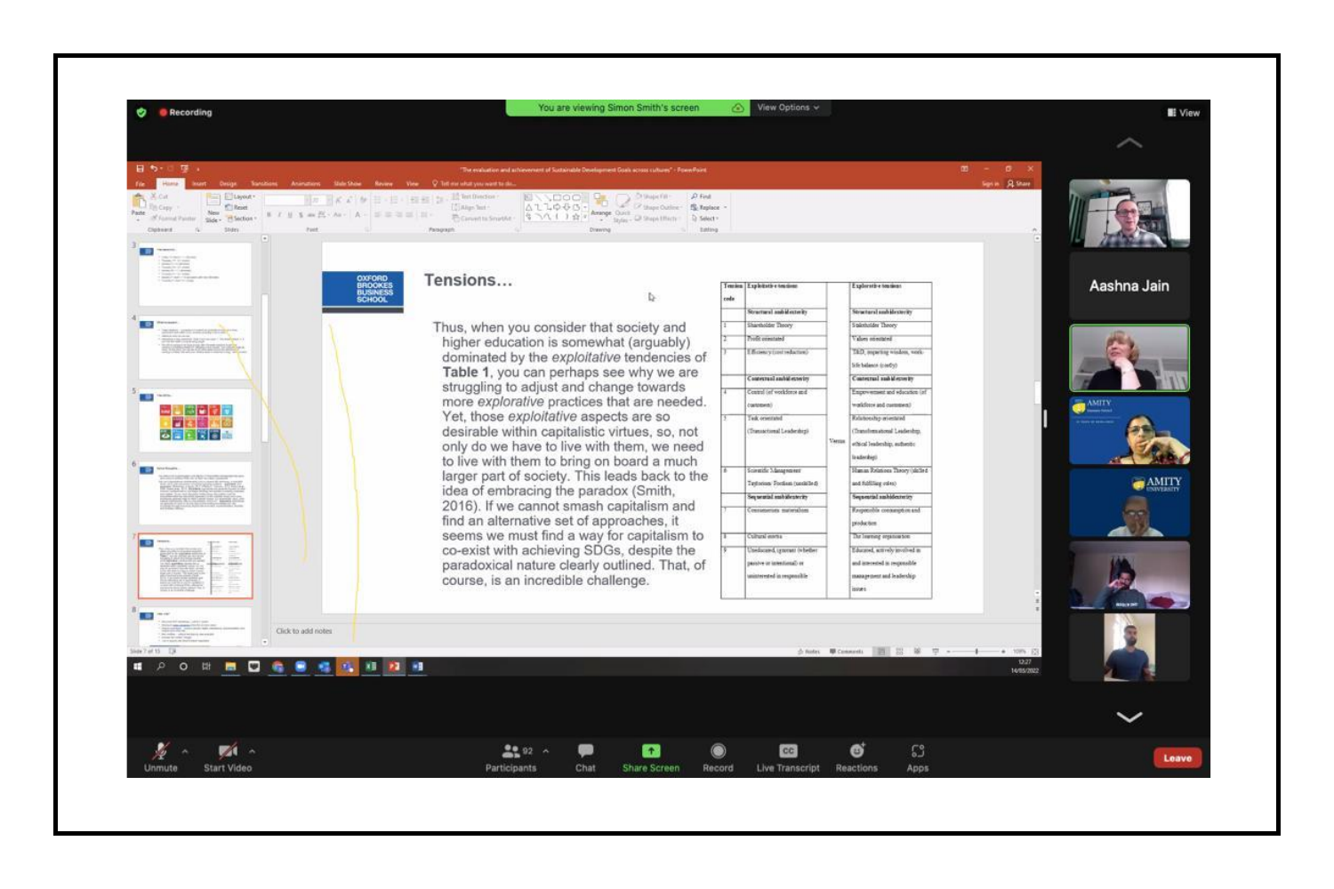OXFORD BROOKES BUSINESS SCHOOL

## Tensions...

Thus, when you consider that society and higher education is somewhat (arguably) dominated by the *exploitative* tendencies of **Table 1**, you can perhaps see why we are struggling to adjust and change towards more *explorative* practices that are needed. Yet, those *exploitative* aspects are so desirable within capitalistic virtues, so, not only do we have to live with them, we need to live with them to bring on board a much larger part of society. This leads back to the idea of embracing the paradox (Smith, 2016). If we cannot smash capitalism and find an alternative set of approaches, it seems we must find a way for capitalism to co-exist with achieving SDGs, despite the paradoxical nature clearly outlined. That, of course, is an incredible challenge.

| Tension code | Exploitative tensions | | Explorative tensions |
|---|---|---|---|
| | **Structural ambidexterity** | | **Structural ambidexterity** |
| 1 | Shareholder Theory | | Stakeholder Theory |
| 2 | Profit orientated | | Values orientated |
| 3 | Efficiency (cost reduction) | | T&D, inspiring wisdom, work-life balance (well) |
| | **Contextual ambidexterity** | | **Contextual ambidexterity** |
| 4 | Control (of workforce and customers) | | Empowerment and education (of workforce and customers) |
| 5 | Task orientated (Transactional Leadership) | Versus | Relationship orientated (Transformational Leadership, ethical leadership, authentic leadership) |
| 6 | Scientific Management Taylorism Fordism (unskilled) | | Human Relations Theory (skilled and fulfilling roles) |
| | **Sequential ambidexterity** | | **Sequential ambidexterity** |
| 7 | Consumerism materialism | | Responsible consumption and production |
| 8 | Cultural inertia | | The learning organisation |
| 9 | Uneducated, ignorant (whether passive or intentional) or uninterested in responsible | | Educated, actively involved in and interested in responsible management and leadership issues |